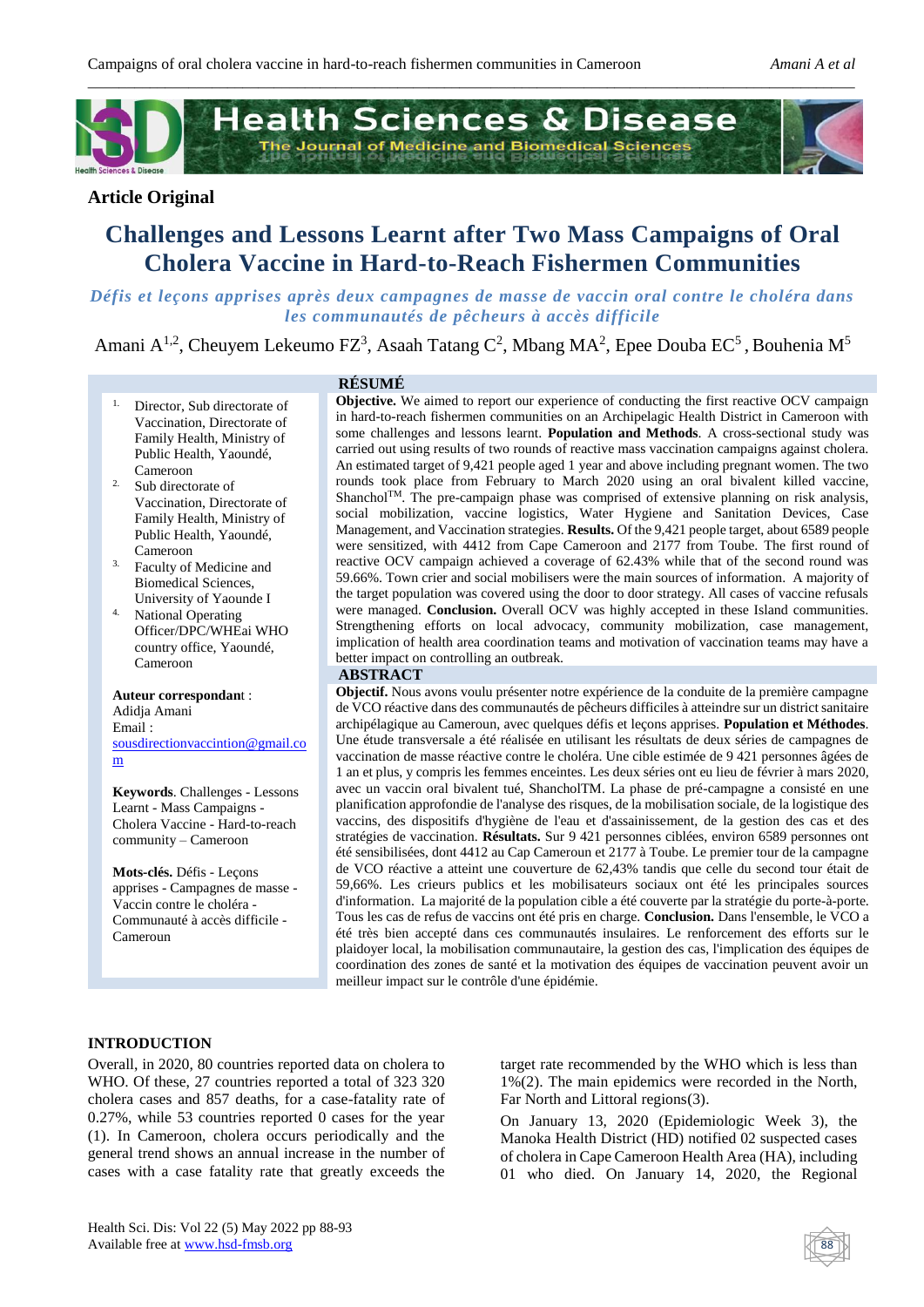**Article Original**

# Challenges and Lessons Learnt after Two Mass Campaigns of Oral Cholera Vaccine in Hard-to-Reach Fishermen Communities

*Défis et leçons apprises après deux campagnes de masse de vaccin oral contre le choléra dans les communautés de pêcheurs à accès difficile*

Amani A[1,2], Cheuyem Lekeumo FZ[3], Asaah Tatang C[2], Mbang MA[2], Epee Douba EC[5], Bouhenia M[5]

1. Director, Sub directorate of Vaccination, Directorate of Family Health, Ministry of Public Health, Yaoundé, Cameroon
2. Sub directorate of Vaccination, Directorate of Family Health, Ministry of Public Health, Yaoundé, Cameroon
3. Faculty of Medicine and Biomedical Sciences, University of Yaounde I
4. National Operating Officer/DPC/WHEai WHO country office, Yaoundé, Cameroon

**Auteur correspondant** :
Adidja Amani
Email : sousdirectionvaccintion@gmail.com

**Keywords**. Challenges - Lessons Learnt - Mass Campaigns - Cholera Vaccine - Hard-to-reach community – Cameroon

**Mots-clés.** Défis - Leçons apprises - Campagnes de masse - Vaccin contre le choléra - Communauté à accès difficile - Cameroun

## RÉSUMÉ

**Objective.** We aimed to report our experience of conducting the first reactive OCV campaign in hard-to-reach fishermen communities on an Archipelagic Health District in Cameroon with some challenges and lessons learnt. **Population and Methods**. A cross-sectional study was carried out using results of two rounds of reactive mass vaccination campaigns against cholera. An estimated target of 9,421 people aged 1 year and above including pregnant women. The two rounds took place from February to March 2020 using an oral bivalent killed vaccine, Shanchol™. The pre-campaign phase was comprised of extensive planning on risk analysis, social mobilization, vaccine logistics, Water Hygiene and Sanitation Devices, Case Management, and Vaccination strategies. **Results.** Of the 9,421 people target, about 6589 people were sensitized, with 4412 from Cape Cameroon and 2177 from Toube. The first round of reactive OCV campaign achieved a coverage of 62.43% while that of the second round was 59.66%. Town crier and social mobilisers were the main sources of information. A majority of the target population was covered using the door to door strategy. All cases of vaccine refusals were managed. **Conclusion.** Overall OCV was highly accepted in these Island communities. Strengthening efforts on local advocacy, community mobilization, case management, implication of health area coordination teams and motivation of vaccination teams may have a better impact on controlling an outbreak.

## ABSTRACT

**Objectif.** Nous avons voulu présenter notre expérience de la conduite de la première campagne de VCO réactive dans des communautés de pêcheurs difficiles à atteindre sur un district sanitaire archipélagique au Cameroun, avec quelques défis et leçons apprises. **Population et Méthodes**. Une étude transversale a été réalisée en utilisant les résultats de deux séries de campagnes de vaccination de masse réactive contre le choléra. Une cible estimée de 9 421 personnes âgées de 1 an et plus, y compris les femmes enceintes. Les deux séries ont eu lieu de février à mars 2020, avec un vaccin oral bivalent tué, ShancholTM. La phase de pré-campagne a consisté en une planification approfondie de l'analyse des risques, de la mobilisation sociale, de la logistique des vaccins, des dispositifs d'hygiène de l'eau et d'assainissement, de la gestion des cas et des stratégies de vaccination. **Résultats.** Sur 9 421 personnes ciblées, environ 6589 personnes ont été sensibilisées, dont 4412 au Cap Cameroun et 2177 à Toube. Le premier tour de la campagne de VCO réactive a atteint une couverture de 62,43% tandis que celle du second tour était de 59,66%. Les crieurs publics et les mobilisateurs sociaux ont été les principales sources d'information. La majorité de la population cible a été couverte par la stratégie du porte-à-porte. Tous les cas de refus de vaccins ont été pris en charge. **Conclusion.** Dans l'ensemble, le VCO a été très bien accepté dans ces communautés insulaires. Le renforcement des efforts sur le plaidoyer local, la mobilisation communautaire, la gestion des cas, l'implication des équipes de coordination des zones de santé et la motivation des équipes de vaccination peuvent avoir un meilleur impact sur le contrôle d'une épidémie.

## INTRODUCTION

Overall, in 2020, 80 countries reported data on cholera to WHO. Of these, 27 countries reported a total of 323 320 cholera cases and 857 deaths, for a case-fatality rate of 0.27%, while 53 countries reported 0 cases for the year (1). In Cameroon, cholera occurs periodically and the general trend shows an annual increase in the number of cases with a case fatality rate that greatly exceeds the target rate recommended by the WHO which is less than 1%(2). The main epidemics were recorded in the North, Far North and Littoral regions(3).

On January 13, 2020 (Epidemiologic Week 3), the Manoka Health District (HD) notified 02 suspected cases of cholera in Cape Cameroon Health Area (HA), including 01 who died. On January 14, 2020, the Regional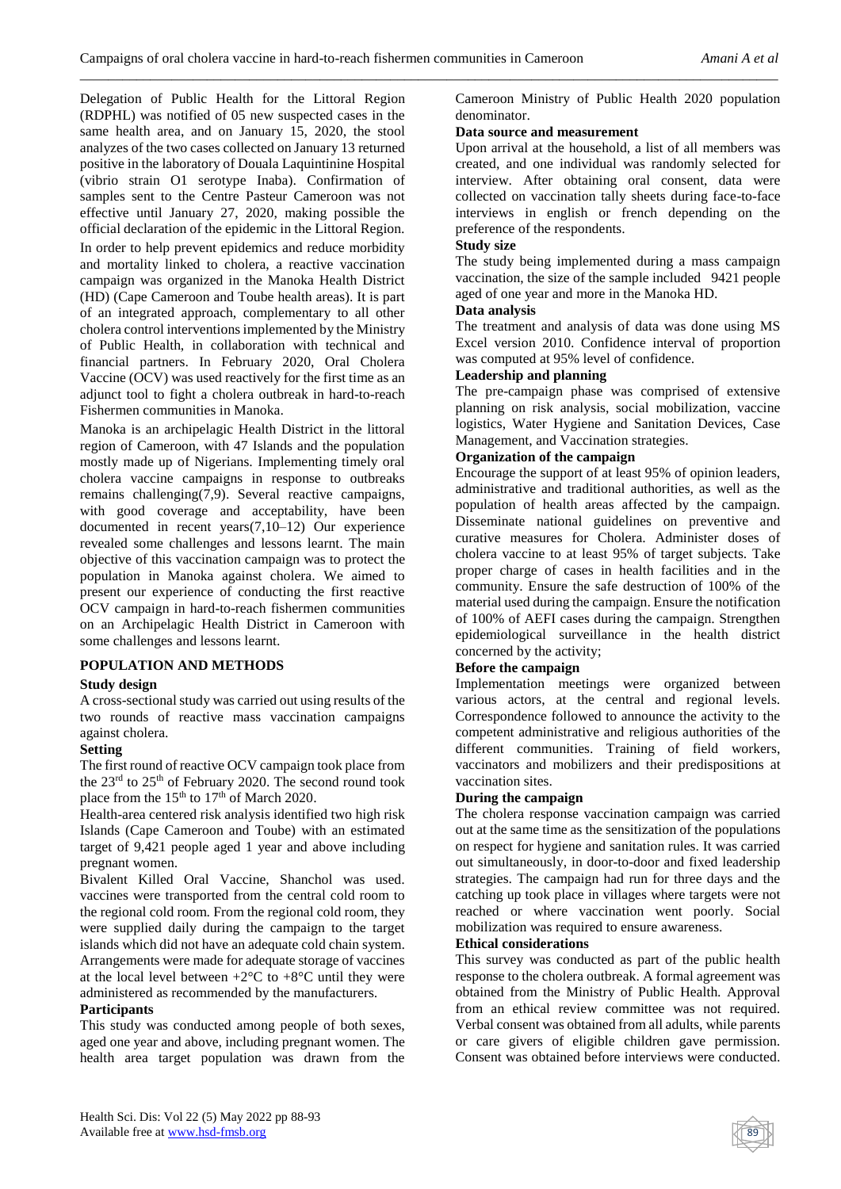Delegation of Public Health for the Littoral Region (RDPHL) was notified of 05 new suspected cases in the same health area, and on January 15, 2020, the stool analyzes of the two cases collected on January 13 returned positive in the laboratory of Douala Laquintinine Hospital (vibrio strain O1 serotype Inaba). Confirmation of samples sent to the Centre Pasteur Cameroon was not effective until January 27, 2020, making possible the official declaration of the epidemic in the Littoral Region.

In order to help prevent epidemics and reduce morbidity and mortality linked to cholera, a reactive vaccination campaign was organized in the Manoka Health District (HD) (Cape Cameroon and Toube health areas). It is part of an integrated approach, complementary to all other cholera control interventions implemented by the Ministry of Public Health, in collaboration with technical and financial partners. In February 2020, Oral Cholera Vaccine (OCV) was used reactively for the first time as an adjunct tool to fight a cholera outbreak in hard-to-reach Fishermen communities in Manoka.

Manoka is an archipelagic Health District in the littoral region of Cameroon, with 47 Islands and the population mostly made up of Nigerians. Implementing timely oral cholera vaccine campaigns in response to outbreaks remains challenging(7,9). Several reactive campaigns, with good coverage and acceptability, have been documented in recent years(7,10–12) Our experience revealed some challenges and lessons learnt. The main objective of this vaccination campaign was to protect the population in Manoka against cholera. We aimed to present our experience of conducting the first reactive OCV campaign in hard-to-reach fishermen communities on an Archipelagic Health District in Cameroon with some challenges and lessons learnt.

## POPULATION AND METHODS

### Study design

A cross-sectional study was carried out using results of the two rounds of reactive mass vaccination campaigns against cholera.

### Setting

The first round of reactive OCV campaign took place from the 23rd to 25th of February 2020. The second round took place from the 15th to 17th of March 2020.

Health-area centered risk analysis identified two high risk Islands (Cape Cameroon and Toube) with an estimated target of 9,421 people aged 1 year and above including pregnant women.

Bivalent Killed Oral Vaccine, Shanchol was used. vaccines were transported from the central cold room to the regional cold room. From the regional cold room, they were supplied daily during the campaign to the target islands which did not have an adequate cold chain system. Arrangements were made for adequate storage of vaccines at the local level between +2°C to +8°C until they were administered as recommended by the manufacturers.

### Participants

This study was conducted among people of both sexes, aged one year and above, including pregnant women. The health area target population was drawn from the Cameroon Ministry of Public Health 2020 population denominator.

### Data source and measurement

Upon arrival at the household, a list of all members was created, and one individual was randomly selected for interview. After obtaining oral consent, data were collected on vaccination tally sheets during face-to-face interviews in english or french depending on the preference of the respondents.

### Study size

The study being implemented during a mass campaign vaccination, the size of the sample included 9421 people aged of one year and more in the Manoka HD.

### Data analysis

The treatment and analysis of data was done using MS Excel version 2010. Confidence interval of proportion was computed at 95% level of confidence.

### Leadership and planning

The pre-campaign phase was comprised of extensive planning on risk analysis, social mobilization, vaccine logistics, Water Hygiene and Sanitation Devices, Case Management, and Vaccination strategies.

### Organization of the campaign

Encourage the support of at least 95% of opinion leaders, administrative and traditional authorities, as well as the population of health areas affected by the campaign. Disseminate national guidelines on preventive and curative measures for Cholera. Administer doses of cholera vaccine to at least 95% of target subjects. Take proper charge of cases in health facilities and in the community. Ensure the safe destruction of 100% of the material used during the campaign. Ensure the notification of 100% of AEFI cases during the campaign. Strengthen epidemiological surveillance in the health district concerned by the activity;

### Before the campaign

Implementation meetings were organized between various actors, at the central and regional levels. Correspondence followed to announce the activity to the competent administrative and religious authorities of the different communities. Training of field workers, vaccinators and mobilizers and their predispositions at vaccination sites.

### During the campaign

The cholera response vaccination campaign was carried out at the same time as the sensitization of the populations on respect for hygiene and sanitation rules. It was carried out simultaneously, in door-to-door and fixed leadership strategies. The campaign had run for three days and the catching up took place in villages where targets were not reached or where vaccination went poorly. Social mobilization was required to ensure awareness.

### Ethical considerations

This survey was conducted as part of the public health response to the cholera outbreak. A formal agreement was obtained from the Ministry of Public Health. Approval from an ethical review committee was not required. Verbal consent was obtained from all adults, while parents or care givers of eligible children gave permission. Consent was obtained before interviews were conducted.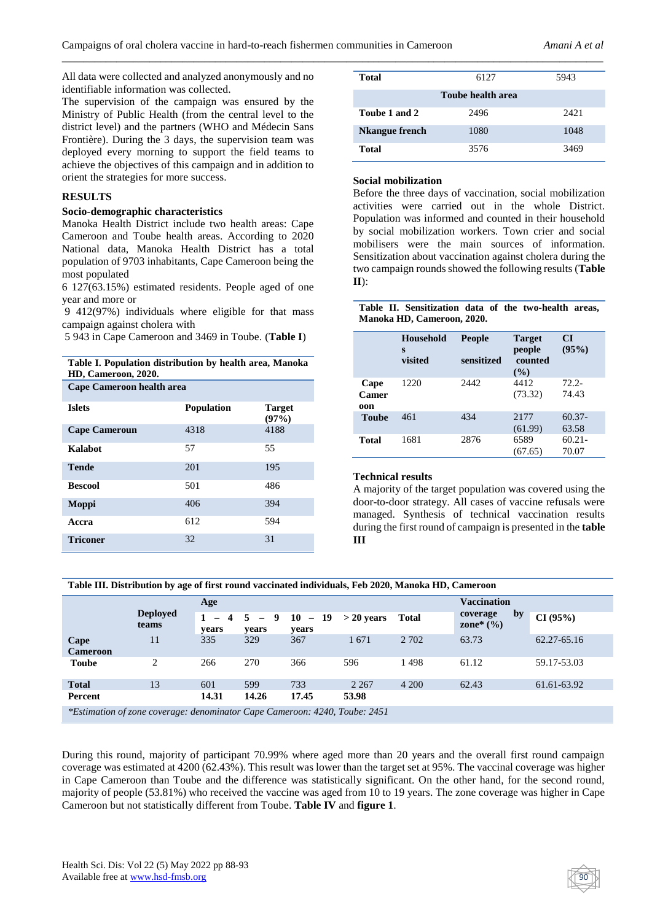All data were collected and analyzed anonymously and no identifiable information was collected.

The supervision of the campaign was ensured by the Ministry of Public Health (from the central level to the district level) and the partners (WHO and Médecin Sans Frontière). During the 3 days, the supervision team was deployed every morning to support the field teams to achieve the objectives of this campaign and in addition to orient the strategies for more success.

## RESULTS

### Socio-demographic characteristics

Manoka Health District include two health areas: Cape Cameroon and Toube health areas. According to 2020 National data, Manoka Health District has a total population of 9703 inhabitants, Cape Cameroon being the most populated

6 127(63.15%) estimated residents. People aged of one year and more or

9 412(97%) individuals where eligible for that mass campaign against cholera with

5 943 in Cape Cameroon and 3469 in Toube. (**Table I**)

**Table I. Population distribution by health area, Manoka HD, Cameroon, 2020.**

| Islets | Population | Target (97%) |
|---|---|---|
| **Cape Cameroon health area** | | |
| **Cape Cameroun** | 4318 | 4188 |
| **Kalabot** | 57 | 55 |
| **Tende** | 201 | 195 |
| **Bescool** | 501 | 486 |
| **Moppi** | 406 | 394 |
| **Accra** | 612 | 594 |
| **Triconer** | 32 | 31 |
| **Total** | 6127 | 5943 |
| **Toube health area** | | |
| **Toube 1 and 2** | 2496 | 2421 |
| **Nkangue french** | 1080 | 1048 |
| **Total** | 3576 | 3469 |

### Social mobilization

Before the three days of vaccination, social mobilization activities were carried out in the whole District. Population was informed and counted in their household by social mobilization workers. Town crier and social mobilisers were the main sources of information. Sensitization about vaccination against cholera during the two campaign rounds showed the following results (**Table II**):

**Table II. Sensitization data of the two-health areas, Manoka HD, Cameroon, 2020.**

| | Households visited | People sensitized | Target people counted (%) | CI (95%) |
|---|---|---|---|---|
| **Cape Cameroon** | 1220 | 2442 | 4412 (73.32) | 72.2-74.43 |
| **Toube** | 461 | 434 | 2177 (61.99) | 60.37-63.58 |
| **Total** | 1681 | 2876 | 6589 (67.65) | 60.21-70.07 |

### Technical results

A majority of the target population was covered using the door-to-door strategy. All cases of vaccine refusals were managed. Synthesis of technical vaccination results during the first round of campaign is presented in the **table III**

**Table III. Distribution by age of first round vaccinated individuals, Feb 2020, Manoka HD, Cameroon**

| | Deployed teams | Age | | | | | Vaccination coverage by zone* (%) | CI (95%) |
|---|---|---|---|---|---|---|---|---|
| | | 1 – 4 years | 5 – 9 years | 10 – 19 years | > 20 years | Total | | |
| **Cape Cameroon** | 11 | 335 | 329 | 367 | 1 671 | 2 702 | 63.73 | 62.27-65.16 |
| **Toube** | 2 | 266 | 270 | 366 | 596 | 1 498 | 61.12 | 59.17-53.03 |
| **Total** | 13 | 601 | 599 | 733 | 2 267 | 4 200 | 62.43 | 61.61-63.92 |
| **Percent** | | **14.31** | **14.26** | **17.45** | **53.98** | | | |

*\*Estimation of zone coverage: denominator Cape Cameroon: 4240, Toube: 2451*

During this round, majority of participant 70.99% where aged more than 20 years and the overall first round campaign coverage was estimated at 4200 (62.43%). This result was lower than the target set at 95%. The vaccinal coverage was higher in Cape Cameroon than Toube and the difference was statistically significant. On the other hand, for the second round, majority of people (53.81%) who received the vaccine was aged from 10 to 19 years. The zone coverage was higher in Cape Cameroon but not statistically different from Toube. **Table IV** and **figure 1**.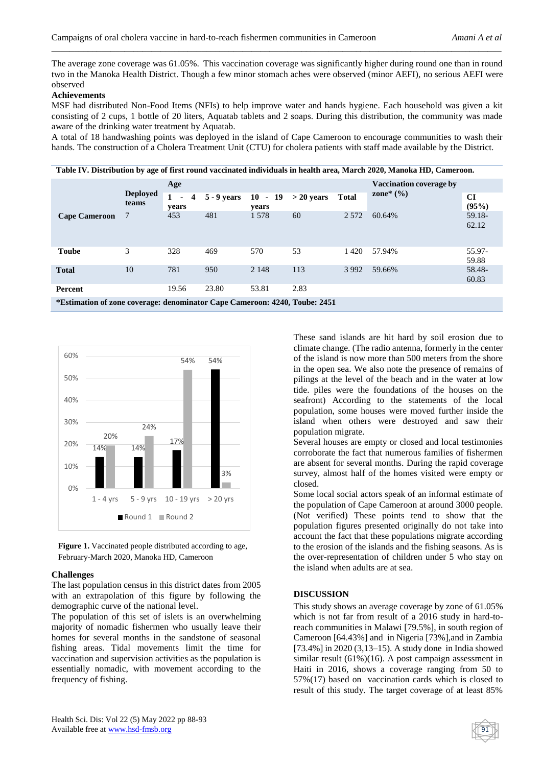The average zone coverage was 61.05%. This vaccination coverage was significantly higher during round one than in round two in the Manoka Health District. Though a few minor stomach aches were observed (minor AEFI), no serious AEFI were observed

**Achievements**

MSF had distributed Non-Food Items (NFIs) to help improve water and hands hygiene. Each household was given a kit consisting of 2 cups, 1 bottle of 20 liters, Aquatab tablets and 2 soaps. During this distribution, the community was made aware of the drinking water treatment by Aquatab.

A total of 18 handwashing points was deployed in the island of Cape Cameroon to encourage communities to wash their hands. The construction of a Cholera Treatment Unit (CTU) for cholera patients with staff made available by the District.

**Table IV. Distribution by age of first round vaccinated individuals in health area, March 2020, Manoka HD, Cameroon.**

| | Deployed teams | Age | | | | | Vaccination coverage by zone* (%) | CI (95%) |
|---|---|---|---|---|---|---|---|---|
| | | 1 - 4 years | 5 - 9 years | 10 - 19 years | > 20 years | Total | | |
| **Cape Cameroon** | 7 | 453 | 481 | 1 578 | 60 | 2 572 | 60.64% | 59.18-62.12 |
| **Toube** | 3 | 328 | 469 | 570 | 53 | 1 420 | 57.94% | 55.97-59.88 |
| **Total** | 10 | 781 | 950 | 2 148 | 113 | 3 992 | 59.66% | 58.48-60.83 |
| **Percent** | | 19.56 | 23.80 | 53.81 | 2.83 | | | |

**\*Estimation of zone coverage: denominator Cape Cameroon: 4240, Toube: 2451**

**Figure 1.** Vaccinated people distributed according to age, February-March 2020, Manoka HD, Cameroon

**Challenges**

The last population census in this district dates from 2005 with an extrapolation of this figure by following the demographic curve of the national level.

The population of this set of islets is an overwhelming majority of nomadic fishermen who usually leave their homes for several months in the sandstone of seasonal fishing areas. Tidal movements limit the time for vaccination and supervision activities as the population is essentially nomadic, with movement according to the frequency of fishing.

These sand islands are hit hard by soil erosion due to climate change. (The radio antenna, formerly in the center of the island is now more than 500 meters from the shore in the open sea. We also note the presence of remains of pilings at the level of the beach and in the water at low tide. piles were the foundations of the houses on the seafront) According to the statements of the local population, some houses were moved further inside the island when others were destroyed and saw their population migrate.

Several houses are empty or closed and local testimonies corroborate the fact that numerous families of fishermen are absent for several months. During the rapid coverage survey, almost half of the homes visited were empty or closed.

Some local social actors speak of an informal estimate of the population of Cape Cameroon at around 3000 people. (Not verified) These points tend to show that the population figures presented originally do not take into account the fact that these populations migrate according to the erosion of the islands and the fishing seasons. As is the over-representation of children under 5 who stay on the island when adults are at sea.

## DISCUSSION

This study shows an average coverage by zone of 61.05% which is not far from result of a 2016 study in hard-to-reach communities in Malawi [79.5%], in south region of Cameroon [64.43%] and in Nigeria [73%],and in Zambia [73.4%] in 2020 (3,13–15). A study done in India showed similar result (61%)(16). A post campaign assessment in Haiti in 2016, shows a coverage ranging from 50 to 57%(17) based on vaccination cards which is closed to result of this study. The target coverage of at least 85%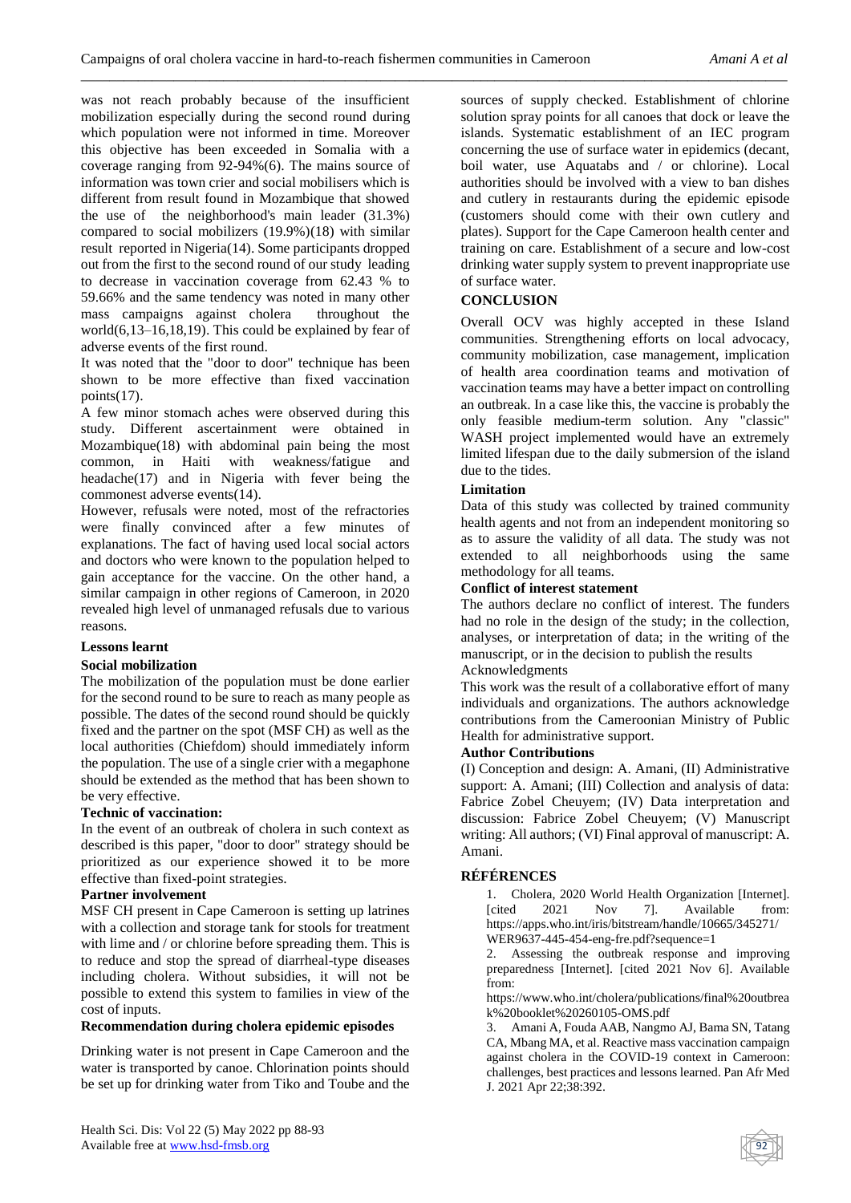was not reach probably because of the insufficient mobilization especially during the second round during which population were not informed in time. Moreover this objective has been exceeded in Somalia with a coverage ranging from 92-94%(6). The mains source of information was town crier and social mobilisers which is different from result found in Mozambique that showed the use of the neighborhood's main leader (31.3%) compared to social mobilizers (19.9%)(18) with similar result reported in Nigeria(14). Some participants dropped out from the first to the second round of our study leading to decrease in vaccination coverage from 62.43 % to 59.66% and the same tendency was noted in many other mass campaigns against cholera throughout the world(6,13–16,18,19). This could be explained by fear of adverse events of the first round.

It was noted that the "door to door" technique has been shown to be more effective than fixed vaccination points(17).

A few minor stomach aches were observed during this study. Different ascertainment were obtained in Mozambique(18) with abdominal pain being the most common, in Haiti with weakness/fatigue and headache(17) and in Nigeria with fever being the commonest adverse events(14).

However, refusals were noted, most of the refractories were finally convinced after a few minutes of explanations. The fact of having used local social actors and doctors who were known to the population helped to gain acceptance for the vaccine. On the other hand, a similar campaign in other regions of Cameroon, in 2020 revealed high level of unmanaged refusals due to various reasons.

**Lessons learnt**

**Social mobilization**

The mobilization of the population must be done earlier for the second round to be sure to reach as many people as possible. The dates of the second round should be quickly fixed and the partner on the spot (MSF CH) as well as the local authorities (Chiefdom) should immediately inform the population. The use of a single crier with a megaphone should be extended as the method that has been shown to be very effective.

**Technic of vaccination:**

In the event of an outbreak of cholera in such context as described is this paper, "door to door" strategy should be prioritized as our experience showed it to be more effective than fixed-point strategies.

**Partner involvement**

MSF CH present in Cape Cameroon is setting up latrines with a collection and storage tank for stools for treatment with lime and / or chlorine before spreading them. This is to reduce and stop the spread of diarrheal-type diseases including cholera. Without subsidies, it will not be possible to extend this system to families in view of the cost of inputs.

**Recommendation during cholera epidemic episodes**

Drinking water is not present in Cape Cameroon and the water is transported by canoe. Chlorination points should be set up for drinking water from Tiko and Toube and the sources of supply checked. Establishment of chlorine solution spray points for all canoes that dock or leave the islands. Systematic establishment of an IEC program concerning the use of surface water in epidemics (decant, boil water, use Aquatabs and / or chlorine). Local authorities should be involved with a view to ban dishes and cutlery in restaurants during the epidemic episode (customers should come with their own cutlery and plates). Support for the Cape Cameroon health center and training on care. Establishment of a secure and low-cost drinking water supply system to prevent inappropriate use of surface water.

## CONCLUSION

Overall OCV was highly accepted in these Island communities. Strengthening efforts on local advocacy, community mobilization, case management, implication of health area coordination teams and motivation of vaccination teams may have a better impact on controlling an outbreak. In a case like this, the vaccine is probably the only feasible medium-term solution. Any "classic" WASH project implemented would have an extremely limited lifespan due to the daily submersion of the island due to the tides.

**Limitation**

Data of this study was collected by trained community health agents and not from an independent monitoring so as to assure the validity of all data. The study was not extended to all neighborhoods using the same methodology for all teams.

**Conflict of interest statement**

The authors declare no conflict of interest. The funders had no role in the design of the study; in the collection, analyses, or interpretation of data; in the writing of the manuscript, or in the decision to publish the results

Acknowledgments

This work was the result of a collaborative effort of many individuals and organizations. The authors acknowledge contributions from the Cameroonian Ministry of Public Health for administrative support.

**Author Contributions**

(I) Conception and design: A. Amani, (II) Administrative support: A. Amani; (III) Collection and analysis of data: Fabrice Zobel Cheuyem; (IV) Data interpretation and discussion: Fabrice Zobel Cheuyem; (V) Manuscript writing: All authors; (VI) Final approval of manuscript: A. Amani.

## RÉFÉRENCES

1. Cholera, 2020 World Health Organization [Internet]. [cited 2021 Nov 7]. Available from: https://apps.who.int/iris/bitstream/handle/10665/345271/WER9637-445-454-eng-fre.pdf?sequence=1
2. Assessing the outbreak response and improving preparedness [Internet]. [cited 2021 Nov 6]. Available from: https://www.who.int/cholera/publications/final%20outbreak%20booklet%20260105-OMS.pdf
3. Amani A, Fouda AAB, Nangmo AJ, Bama SN, Tatang CA, Mbang MA, et al. Reactive mass vaccination campaign against cholera in the COVID-19 context in Cameroon: challenges, best practices and lessons learned. Pan Afr Med J. 2021 Apr 22;38:392.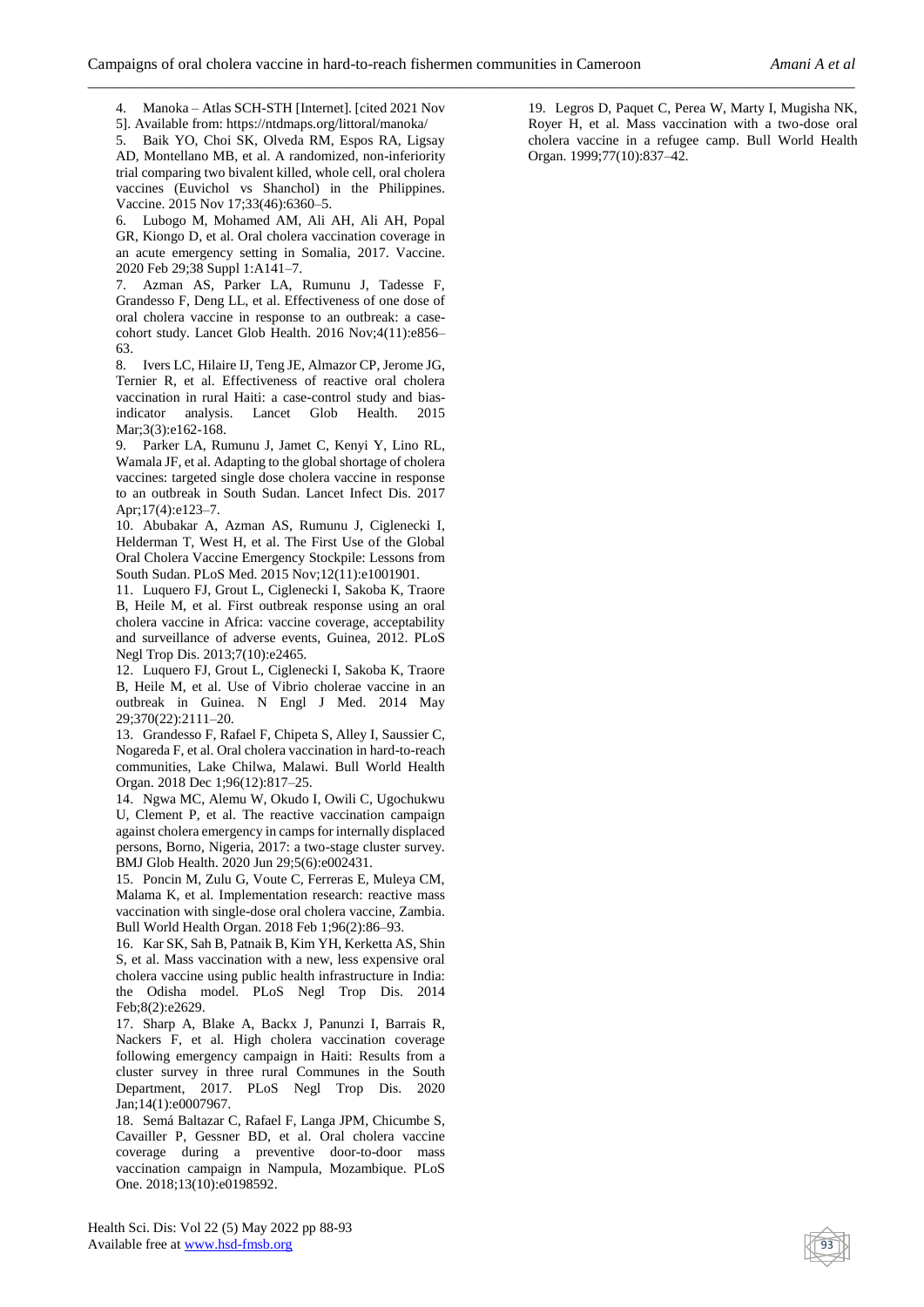4. Manoka – Atlas SCH-STH [Internet]. [cited 2021 Nov 5]. Available from: https://ntdmaps.org/littoral/manoka/

5. Baik YO, Choi SK, Olveda RM, Espos RA, Ligsay AD, Montellano MB, et al. A randomized, non-inferiority trial comparing two bivalent killed, whole cell, oral cholera vaccines (Euvichol vs Shanchol) in the Philippines. Vaccine. 2015 Nov 17;33(46):6360–5.

6. Lubogo M, Mohamed AM, Ali AH, Ali AH, Popal GR, Kiongo D, et al. Oral cholera vaccination coverage in an acute emergency setting in Somalia, 2017. Vaccine. 2020 Feb 29;38 Suppl 1:A141–7.

7. Azman AS, Parker LA, Rumunu J, Tadesse F, Grandesso F, Deng LL, et al. Effectiveness of one dose of oral cholera vaccine in response to an outbreak: a case-cohort study. Lancet Glob Health. 2016 Nov;4(11):e856–63.

8. Ivers LC, Hilaire IJ, Teng JE, Almazor CP, Jerome JG, Ternier R, et al. Effectiveness of reactive oral cholera vaccination in rural Haiti: a case-control study and bias-indicator analysis. Lancet Glob Health. 2015 Mar;3(3):e162-168.

9. Parker LA, Rumunu J, Jamet C, Kenyi Y, Lino RL, Wamala JF, et al. Adapting to the global shortage of cholera vaccines: targeted single dose cholera vaccine in response to an outbreak in South Sudan. Lancet Infect Dis. 2017 Apr;17(4):e123–7.

10. Abubakar A, Azman AS, Rumunu J, Ciglenecki I, Helderman T, West H, et al. The First Use of the Global Oral Cholera Vaccine Emergency Stockpile: Lessons from South Sudan. PLoS Med. 2015 Nov;12(11):e1001901.

11. Luquero FJ, Grout L, Ciglenecki I, Sakoba K, Traore B, Heile M, et al. First outbreak response using an oral cholera vaccine in Africa: vaccine coverage, acceptability and surveillance of adverse events, Guinea, 2012. PLoS Negl Trop Dis. 2013;7(10):e2465.

12. Luquero FJ, Grout L, Ciglenecki I, Sakoba K, Traore B, Heile M, et al. Use of Vibrio cholerae vaccine in an outbreak in Guinea. N Engl J Med. 2014 May 29;370(22):2111–20.

13. Grandesso F, Rafael F, Chipeta S, Alley I, Saussier C, Nogareda F, et al. Oral cholera vaccination in hard-to-reach communities, Lake Chilwa, Malawi. Bull World Health Organ. 2018 Dec 1;96(12):817–25.

14. Ngwa MC, Alemu W, Okudo I, Owili C, Ugochukwu U, Clement P, et al. The reactive vaccination campaign against cholera emergency in camps for internally displaced persons, Borno, Nigeria, 2017: a two-stage cluster survey. BMJ Glob Health. 2020 Jun 29;5(6):e002431.

15. Poncin M, Zulu G, Voute C, Ferreras E, Muleya CM, Malama K, et al. Implementation research: reactive mass vaccination with single-dose oral cholera vaccine, Zambia. Bull World Health Organ. 2018 Feb 1;96(2):86–93.

16. Kar SK, Sah B, Patnaik B, Kim YH, Kerketta AS, Shin S, et al. Mass vaccination with a new, less expensive oral cholera vaccine using public health infrastructure in India: the Odisha model. PLoS Negl Trop Dis. 2014 Feb;8(2):e2629.

17. Sharp A, Blake A, Backx J, Panunzi I, Barrais R, Nackers F, et al. High cholera vaccination coverage following emergency campaign in Haiti: Results from a cluster survey in three rural Communes in the South Department, 2017. PLoS Negl Trop Dis. 2020 Jan;14(1):e0007967.

18. Semá Baltazar C, Rafael F, Langa JPM, Chicumbe S, Cavailler P, Gessner BD, et al. Oral cholera vaccine coverage during a preventive door-to-door mass vaccination campaign in Nampula, Mozambique. PLoS One. 2018;13(10):e0198592.

19. Legros D, Paquet C, Perea W, Marty I, Mugisha NK, Royer H, et al. Mass vaccination with a two-dose oral cholera vaccine in a refugee camp. Bull World Health Organ. 1999;77(10):837–42.